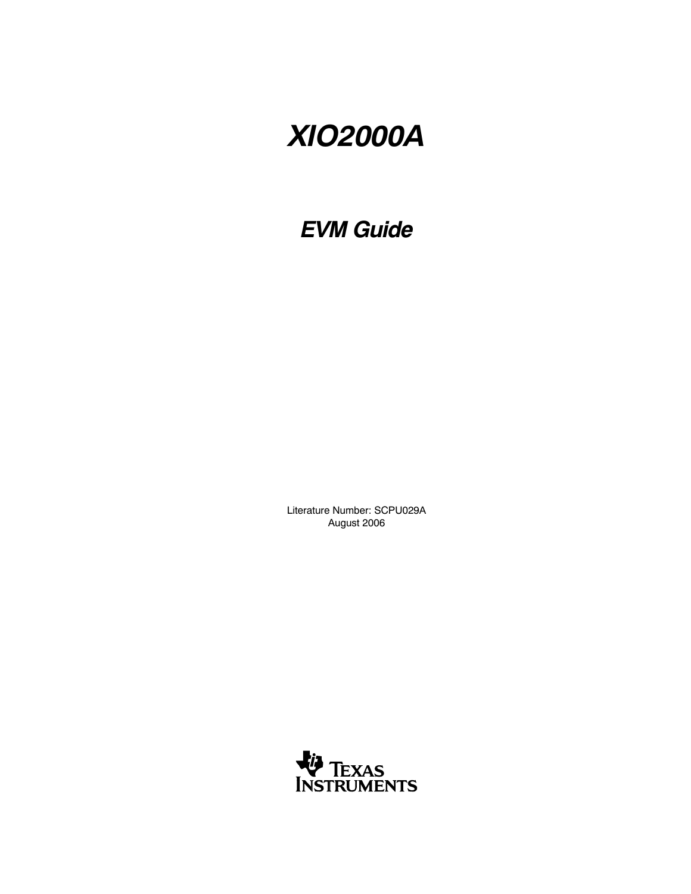# *XIO2000A*

## *EVM Guide*

Literature Number: SCPU029A
August 2006

TEXAS INSTRUMENTS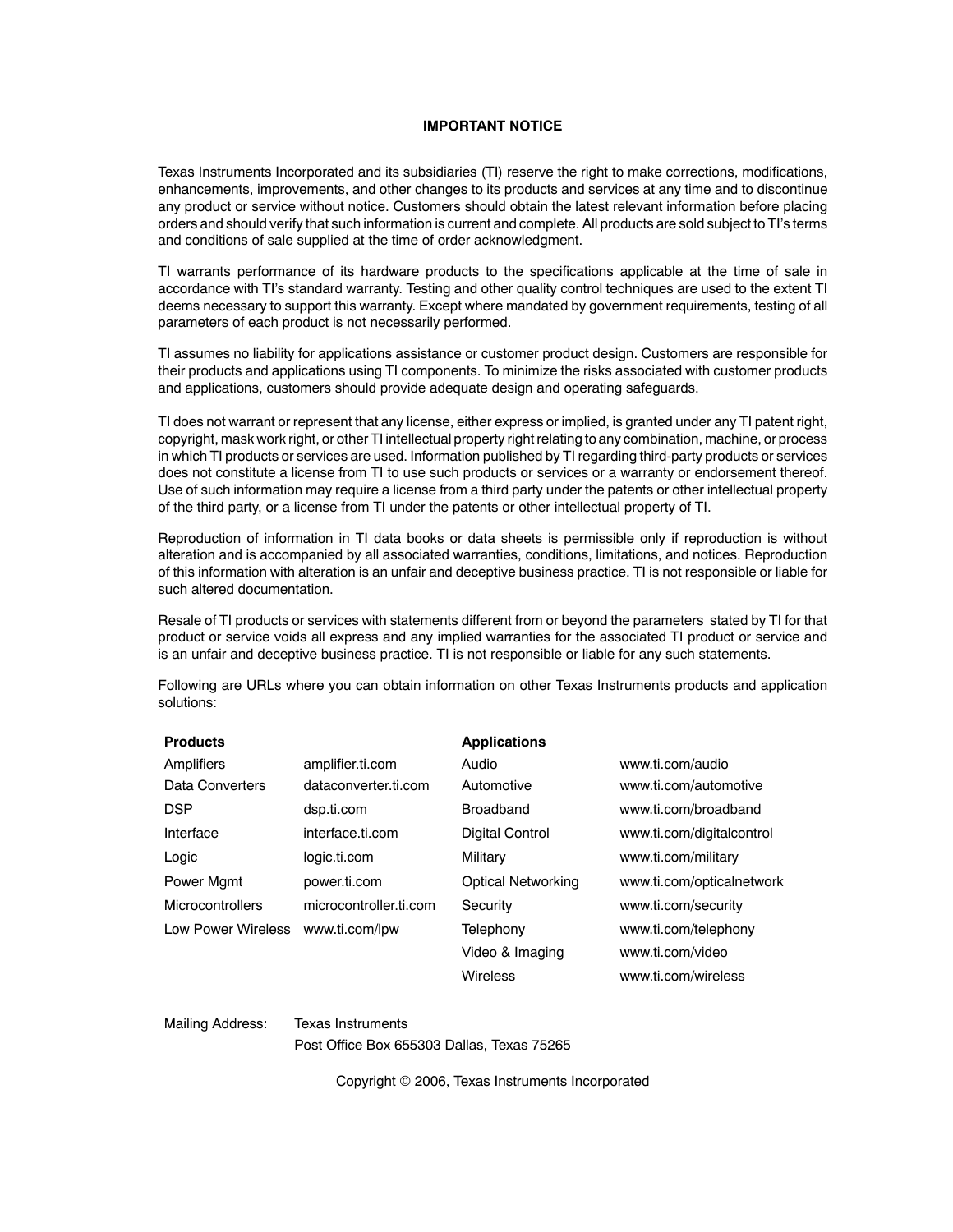# IMPORTANT NOTICE

Texas Instruments Incorporated and its subsidiaries (TI) reserve the right to make corrections, modifications, enhancements, improvements, and other changes to its products and services at any time and to discontinue any product or service without notice. Customers should obtain the latest relevant information before placing orders and should verify that such information is current and complete. All products are sold subject to TI's terms and conditions of sale supplied at the time of order acknowledgment.

TI warrants performance of its hardware products to the specifications applicable at the time of sale in accordance with TI's standard warranty. Testing and other quality control techniques are used to the extent TI deems necessary to support this warranty. Except where mandated by government requirements, testing of all parameters of each product is not necessarily performed.

TI assumes no liability for applications assistance or customer product design. Customers are responsible for their products and applications using TI components. To minimize the risks associated with customer products and applications, customers should provide adequate design and operating safeguards.

TI does not warrant or represent that any license, either express or implied, is granted under any TI patent right, copyright, mask work right, or other TI intellectual property right relating to any combination, machine, or process in which TI products or services are used. Information published by TI regarding third-party products or services does not constitute a license from TI to use such products or services or a warranty or endorsement thereof. Use of such information may require a license from a third party under the patents or other intellectual property of the third party, or a license from TI under the patents or other intellectual property of TI.

Reproduction of information in TI data books or data sheets is permissible only if reproduction is without alteration and is accompanied by all associated warranties, conditions, limitations, and notices. Reproduction of this information with alteration is an unfair and deceptive business practice. TI is not responsible or liable for such altered documentation.

Resale of TI products or services with statements different from or beyond the parameters stated by TI for that product or service voids all express and any implied warranties for the associated TI product or service and is an unfair and deceptive business practice. TI is not responsible or liable for any such statements.

Following are URLs where you can obtain information on other Texas Instruments products and application solutions:

| **Products** | | **Applications** | |
|---|---|---|---|
| Amplifiers | amplifier.ti.com | Audio | www.ti.com/audio |
| Data Converters | dataconverter.ti.com | Automotive | www.ti.com/automotive |
| DSP | dsp.ti.com | Broadband | www.ti.com/broadband |
| Interface | interface.ti.com | Digital Control | www.ti.com/digitalcontrol |
| Logic | logic.ti.com | Military | www.ti.com/military |
| Power Mgmt | power.ti.com | Optical Networking | www.ti.com/opticalnetwork |
| Microcontrollers | microcontroller.ti.com | Security | www.ti.com/security |
| Low Power Wireless | www.ti.com/lpw | Telephony | www.ti.com/telephony |
| | | Video & Imaging | www.ti.com/video |
| | | Wireless | www.ti.com/wireless |

Mailing Address: Texas Instruments
Post Office Box 655303 Dallas, Texas 75265

Copyright © 2006, Texas Instruments Incorporated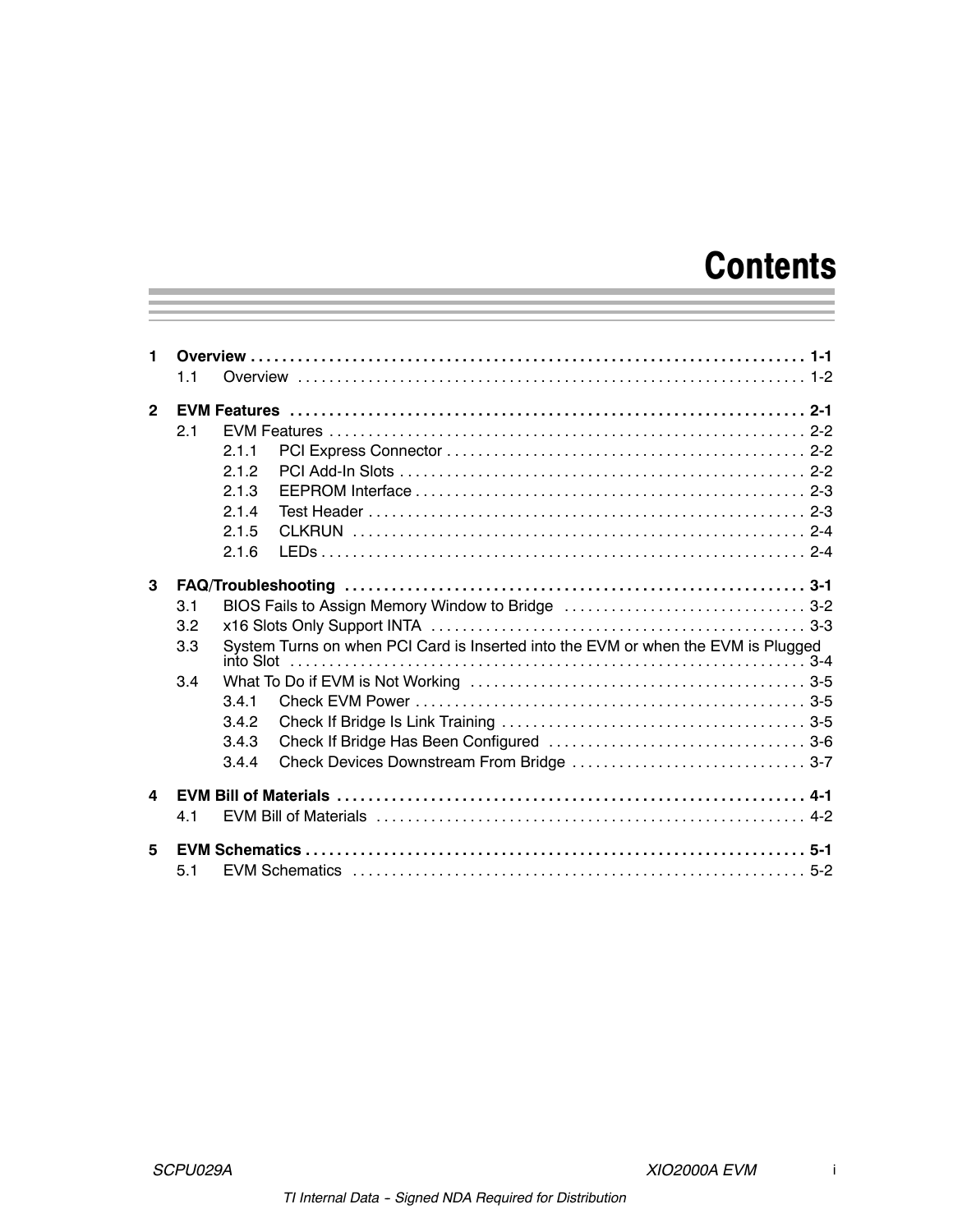# Contents

**1 Overview .......... 1-1**
- 1.1 Overview .......... 1-2

**2 EVM Features .......... 2-1**
- 2.1 EVM Features .......... 2-2
  - 2.1.1 PCI Express Connector .......... 2-2
  - 2.1.2 PCI Add-In Slots .......... 2-2
  - 2.1.3 EEPROM Interface .......... 2-3
  - 2.1.4 Test Header .......... 2-3
  - 2.1.5 CLKRUN .......... 2-4
  - 2.1.6 LEDs .......... 2-4

**3 FAQ/Troubleshooting .......... 3-1**
- 3.1 BIOS Fails to Assign Memory Window to Bridge .......... 3-2
- 3.2 x16 Slots Only Support INTA .......... 3-3
- 3.3 System Turns on when PCI Card is Inserted into the EVM or when the EVM is Plugged into Slot .......... 3-4
- 3.4 What To Do if EVM is Not Working .......... 3-5
  - 3.4.1 Check EVM Power .......... 3-5
  - 3.4.2 Check If Bridge Is Link Training .......... 3-5
  - 3.4.3 Check If Bridge Has Been Configured .......... 3-6
  - 3.4.4 Check Devices Downstream From Bridge .......... 3-7

**4 EVM Bill of Materials .......... 4-1**
- 4.1 EVM Bill of Materials .......... 4-2

**5 EVM Schematics .......... 5-1**
- 5.1 EVM Schematics .......... 5-2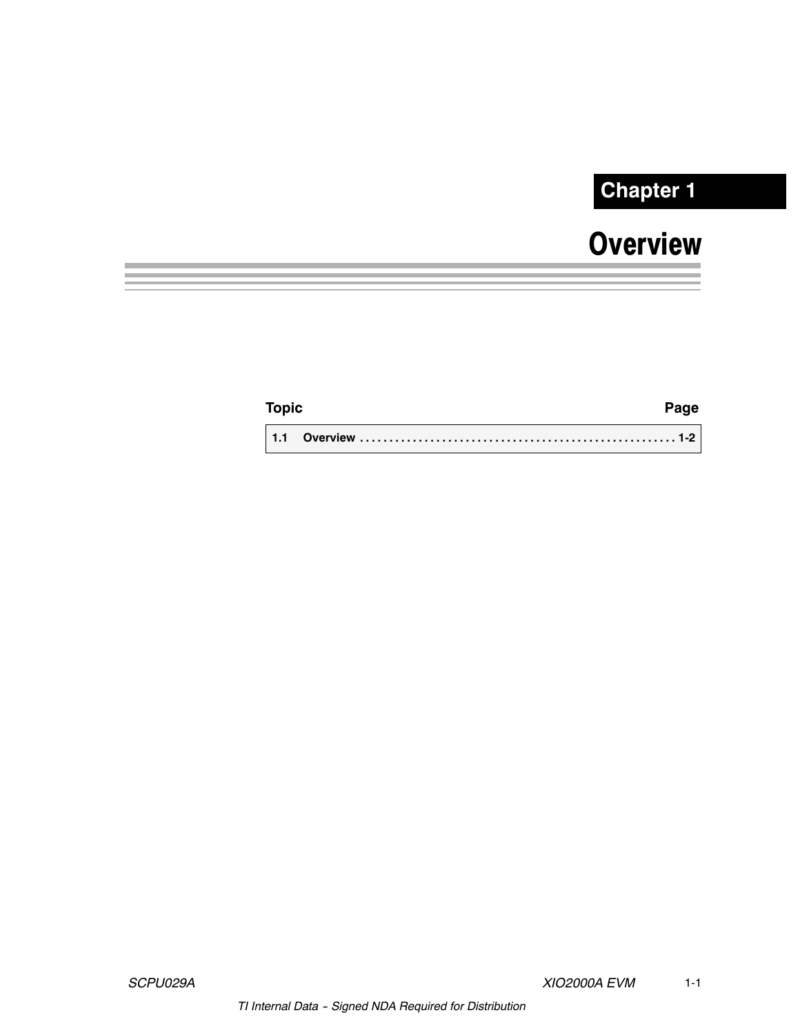**Chapter 1**

# Overview

| Topic | Page |
| --- | --- |
| 1.1 Overview | 1-2 |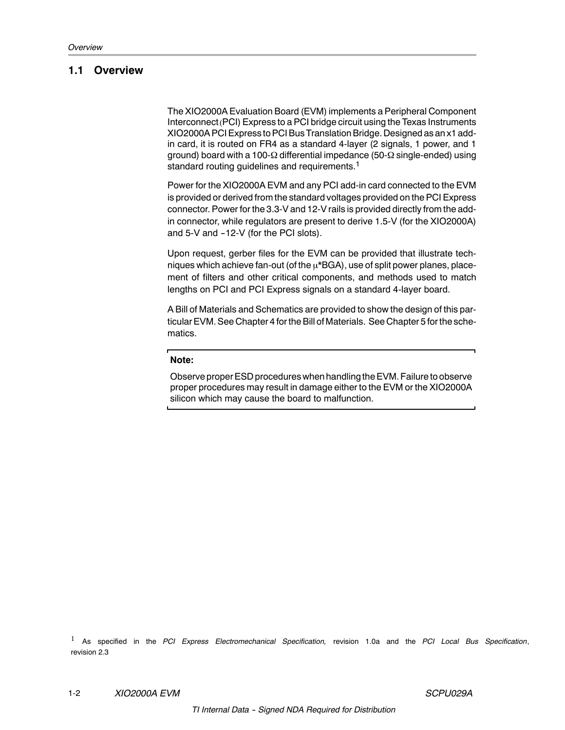## 1.1 Overview

The XIO2000A Evaluation Board (EVM) implements a Peripheral Component Interconnect (PCI) Express to a PCI bridge circuit using the Texas Instruments XIO2000A PCI Express to PCI Bus Translation Bridge. Designed as an x1 add-in card, it is routed on FR4 as a standard 4-layer (2 signals, 1 power, and 1 ground) board with a 100-Ω differential impedance (50-Ω single-ended) using standard routing guidelines and requirements.[1]

Power for the XIO2000A EVM and any PCI add-in card connected to the EVM is provided or derived from the standard voltages provided on the PCI Express connector. Power for the 3.3-V and 12-V rails is provided directly from the add-in connector, while regulators are present to derive 1.5-V (for the XIO2000A) and 5-V and −12-V (for the PCI slots).

Upon request, gerber files for the EVM can be provided that illustrate techniques which achieve fan-out (of the μ*BGA), use of split power planes, placement of filters and other critical components, and methods used to match lengths on PCI and PCI Express signals on a standard 4-layer board.

A Bill of Materials and Schematics are provided to show the design of this particular EVM. See Chapter 4 for the Bill of Materials. See Chapter 5 for the schematics.

**Note:**

Observe proper ESD procedures when handling the EVM. Failure to observe proper procedures may result in damage either to the EVM or the XIO2000A silicon which may cause the board to malfunction.

[1] As specified in the *PCI Express Electromechanical Specification,* revision 1.0a and the *PCI Local Bus Specification*, revision 2.3

TI Internal Data − Signed NDA Required for Distribution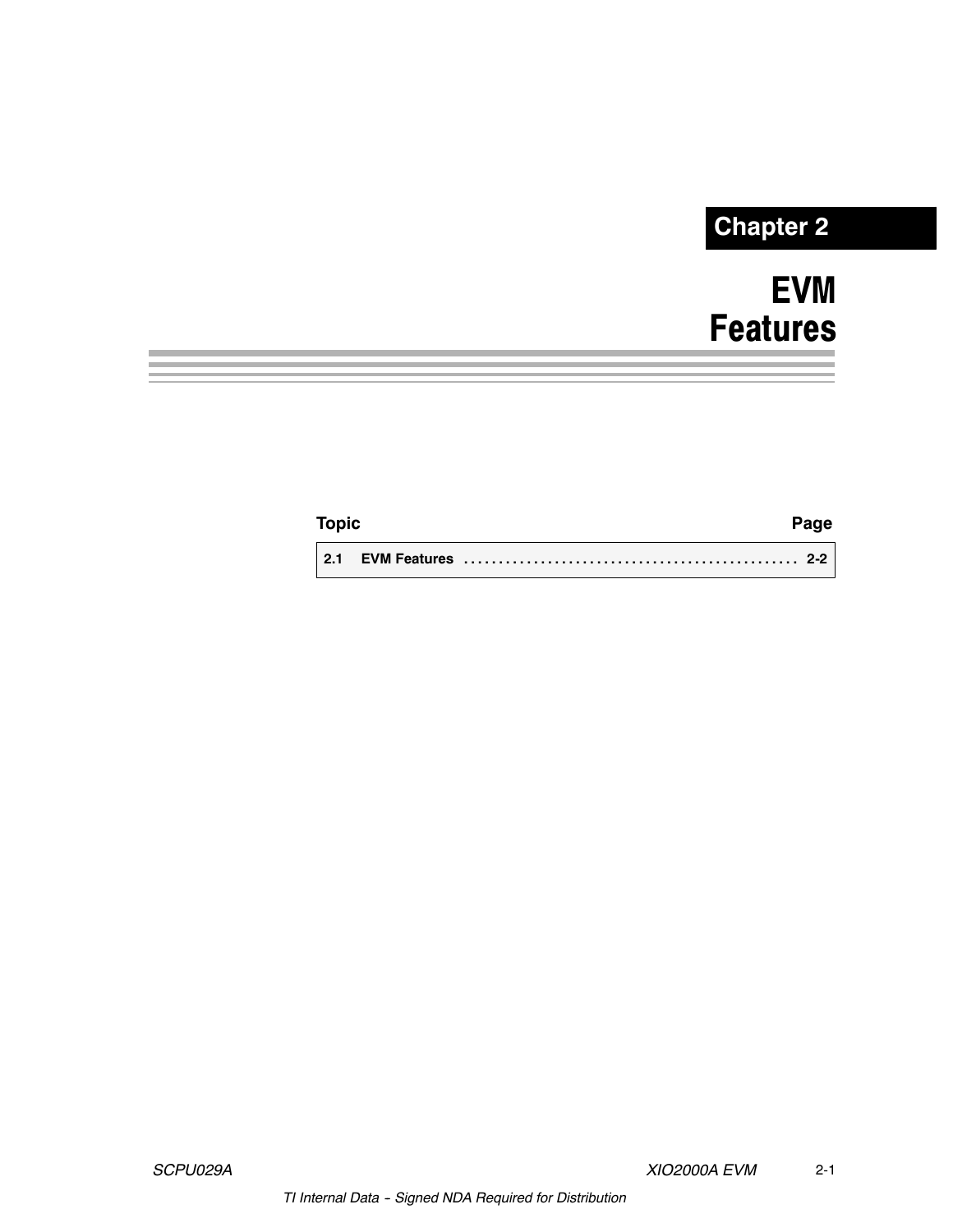Chapter 2

# EVM Features

| Topic | Page |
|---|---|
| 2.1 EVM Features | 2-2 |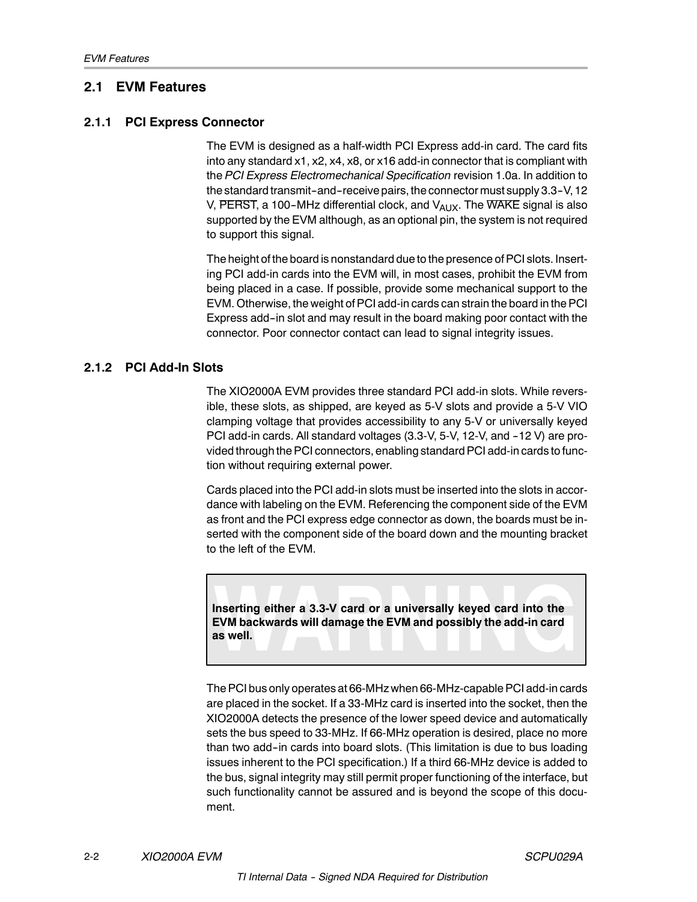## 2.1 EVM Features

### 2.1.1 PCI Express Connector

The EVM is designed as a half-width PCI Express add-in card. The card fits into any standard x1, x2, x4, x8, or x16 add-in connector that is compliant with the *PCI Express Electromechanical Specification* revision 1.0a. In addition to the standard transmit-and-receive pairs, the connector must supply 3.3-V, 12 V, $\overline{\text{PERST}}$, a 100-MHz differential clock, and $V_{AUX}$. The $\overline{\text{WAKE}}$ signal is also supported by the EVM although, as an optional pin, the system is not required to support this signal.

The height of the board is nonstandard due to the presence of PCI slots. Inserting PCI add-in cards into the EVM will, in most cases, prohibit the EVM from being placed in a case. If possible, provide some mechanical support to the EVM. Otherwise, the weight of PCI add-in cards can strain the board in the PCI Express add-in slot and may result in the board making poor contact with the connector. Poor connector contact can lead to signal integrity issues.

### 2.1.2 PCI Add-In Slots

The XIO2000A EVM provides three standard PCI add-in slots. While reversible, these slots, as shipped, are keyed as 5-V slots and provide a 5-V VIO clamping voltage that provides accessibility to any 5-V or universally keyed PCI add-in cards. All standard voltages (3.3-V, 5-V, 12-V, and -12 V) are provided through the PCI connectors, enabling standard PCI add-in cards to function without requiring external power.

Cards placed into the PCI add-in slots must be inserted into the slots in accordance with labeling on the EVM. Referencing the component side of the EVM as front and the PCI express edge connector as down, the boards must be inserted with the component side of the board down and the mounting bracket to the left of the EVM.

> **WARNING**
>
> **Inserting either a 3.3-V card or a universally keyed card into the EVM backwards will damage the EVM and possibly the add-in card as well.**

The PCI bus only operates at 66-MHz when 66-MHz-capable PCI add-in cards are placed in the socket. If a 33-MHz card is inserted into the socket, then the XIO2000A detects the presence of the lower speed device and automatically sets the bus speed to 33-MHz. If 66-MHz operation is desired, place no more than two add-in cards into board slots. (This limitation is due to bus loading issues inherent to the PCI specification.) If a third 66-MHz device is added to the bus, signal integrity may still permit proper functioning of the interface, but such functionality cannot be assured and is beyond the scope of this document.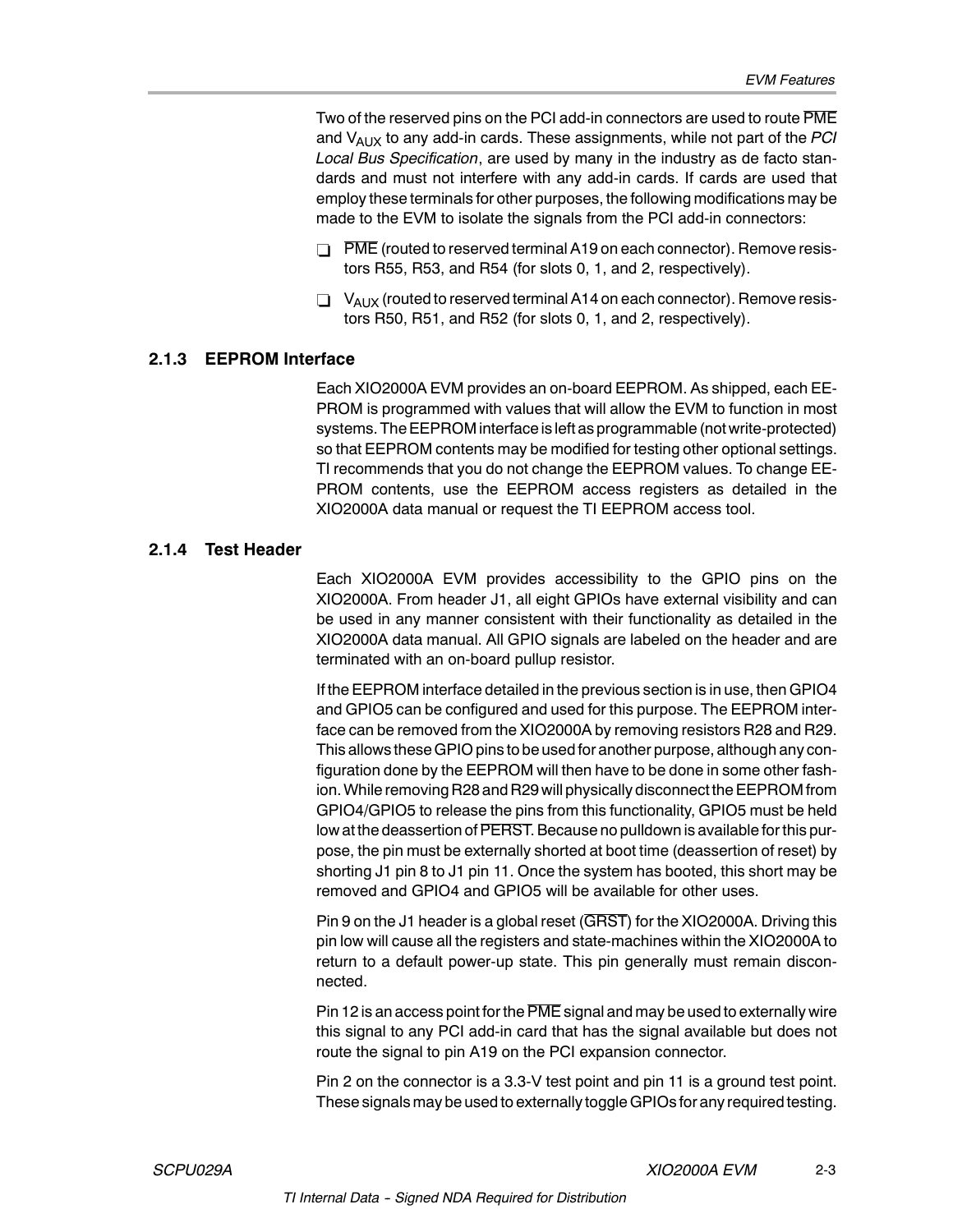Two of the reserved pins on the PCI add-in connectors are used to route PME and $V_{AUX}$ to any add-in cards. These assignments, while not part of the *PCI Local Bus Specification*, are used by many in the industry as de facto standards and must not interfere with any add-in cards. If cards are used that employ these terminals for other purposes, the following modifications may be made to the EVM to isolate the signals from the PCI add-in connectors:

- PME (routed to reserved terminal A19 on each connector). Remove resistors R55, R53, and R54 (for slots 0, 1, and 2, respectively).
- $V_{AUX}$ (routed to reserved terminal A14 on each connector). Remove resistors R50, R51, and R52 (for slots 0, 1, and 2, respectively).

### 2.1.3 EEPROM Interface

Each XIO2000A EVM provides an on-board EEPROM. As shipped, each EEPROM is programmed with values that will allow the EVM to function in most systems. The EEPROM interface is left as programmable (not write-protected) so that EEPROM contents may be modified for testing other optional settings. TI recommends that you do not change the EEPROM values. To change EEPROM contents, use the EEPROM access registers as detailed in the XIO2000A data manual or request the TI EEPROM access tool.

### 2.1.4 Test Header

Each XIO2000A EVM provides accessibility to the GPIO pins on the XIO2000A. From header J1, all eight GPIOs have external visibility and can be used in any manner consistent with their functionality as detailed in the XIO2000A data manual. All GPIO signals are labeled on the header and are terminated with an on-board pullup resistor.

If the EEPROM interface detailed in the previous section is in use, then GPIO4 and GPIO5 can be configured and used for this purpose. The EEPROM interface can be removed from the XIO2000A by removing resistors R28 and R29. This allows these GPIO pins to be used for another purpose, although any configuration done by the EEPROM will then have to be done in some other fashion. While removing R28 and R29 will physically disconnect the EEPROM from GPIO4/GPIO5 to release the pins from this functionality, GPIO5 must be held low at the deassertion of PERST. Because no pulldown is available for this purpose, the pin must be externally shorted at boot time (deassertion of reset) by shorting J1 pin 8 to J1 pin 11. Once the system has booted, this short may be removed and GPIO4 and GPIO5 will be available for other uses.

Pin 9 on the J1 header is a global reset (GRST) for the XIO2000A. Driving this pin low will cause all the registers and state-machines within the XIO2000A to return to a default power-up state. This pin generally must remain disconnected.

Pin 12 is an access point for the PME signal and may be used to externally wire this signal to any PCI add-in card that has the signal available but does not route the signal to pin A19 on the PCI expansion connector.

Pin 2 on the connector is a 3.3-V test point and pin 11 is a ground test point. These signals may be used to externally toggle GPIOs for any required testing.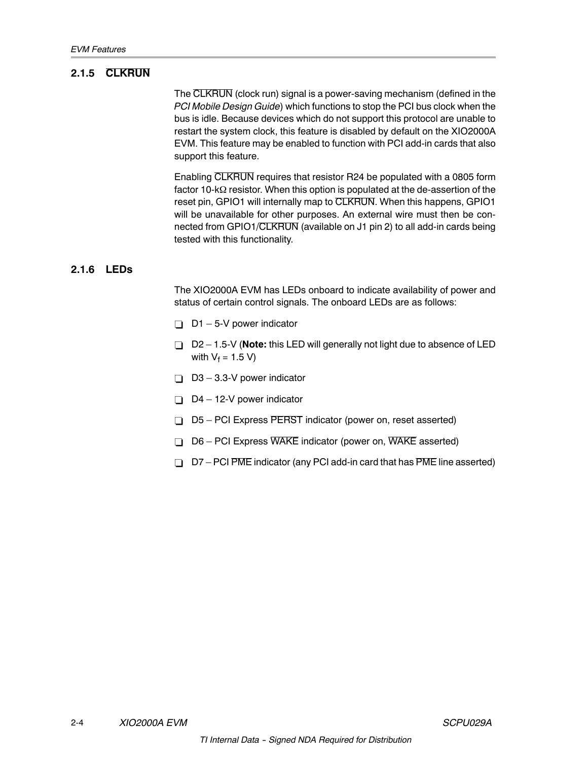### 2.1.5 CLKRUN

The CLKRUN (clock run) signal is a power-saving mechanism (defined in the *PCI Mobile Design Guide*) which functions to stop the PCI bus clock when the bus is idle. Because devices which do not support this protocol are unable to restart the system clock, this feature is disabled by default on the XIO2000A EVM. This feature may be enabled to function with PCI add-in cards that also support this feature.

Enabling CLKRUN requires that resistor R24 be populated with a 0805 form factor 10-kΩ resistor. When this option is populated at the de-assertion of the reset pin, GPIO1 will internally map to CLKRUN. When this happens, GPIO1 will be unavailable for other purposes. An external wire must then be connected from GPIO1/CLKRUN (available on J1 pin 2) to all add-in cards being tested with this functionality.

### 2.1.6 LEDs

The XIO2000A EVM has LEDs onboard to indicate availability of power and status of certain control signals. The onboard LEDs are as follows:

- D1 – 5-V power indicator
- D2 – 1.5-V (**Note:** this LED will generally not light due to absence of LED with $V_f$ = 1.5 V)
- D3 – 3.3-V power indicator
- D4 – 12-V power indicator
- D5 – PCI Express PERST indicator (power on, reset asserted)
- D6 – PCI Express WAKE indicator (power on, WAKE asserted)
- D7 – PCI PME indicator (any PCI add-in card that has PME line asserted)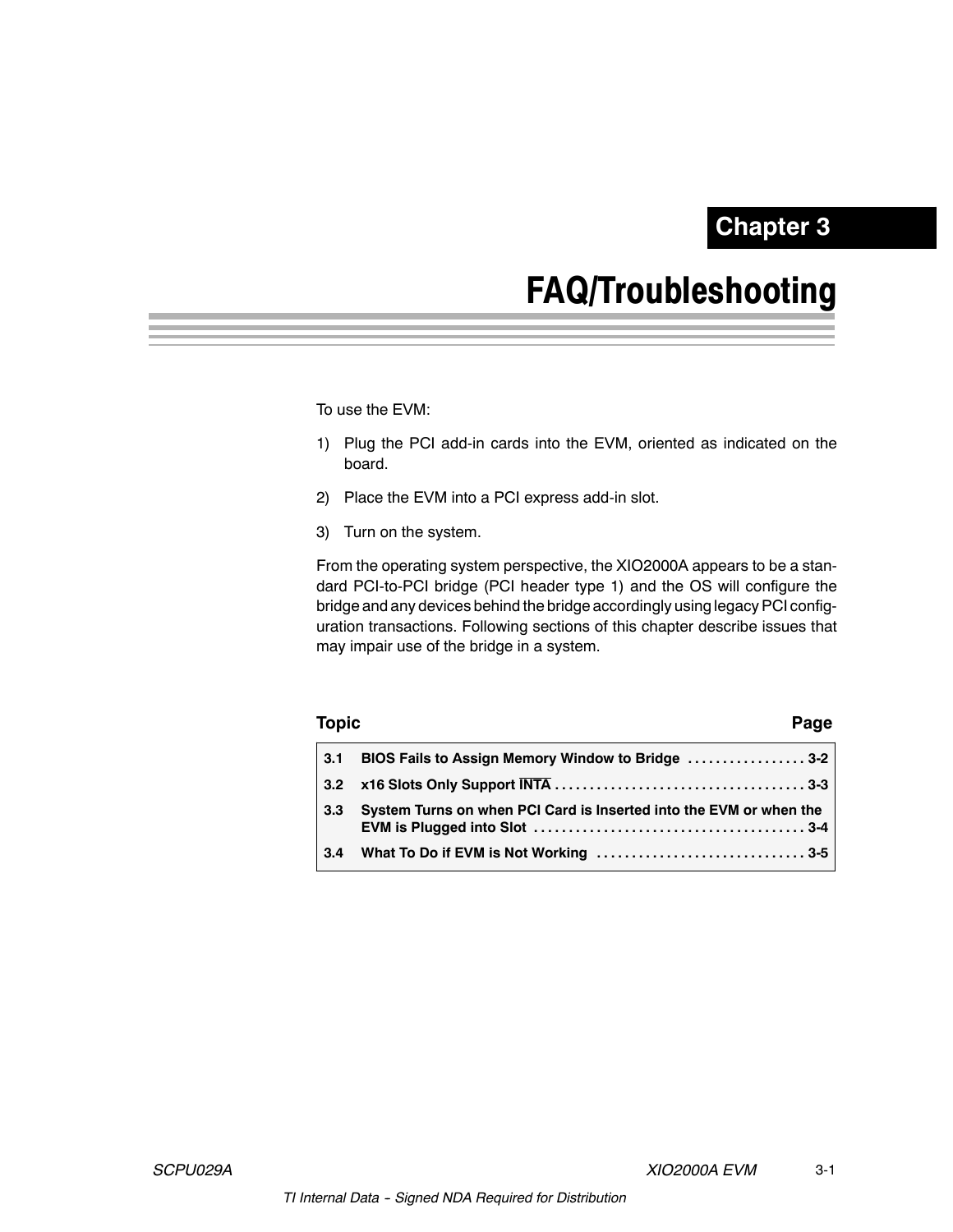# Chapter 3

# FAQ/Troubleshooting

To use the EVM:

1) Plug the PCI add-in cards into the EVM, oriented as indicated on the board.
2) Place the EVM into a PCI express add-in slot.
3) Turn on the system.

From the operating system perspective, the XIO2000A appears to be a standard PCI-to-PCI bridge (PCI header type 1) and the OS will configure the bridge and any devices behind the bridge accordingly using legacy PCI configuration transactions. Following sections of this chapter describe issues that may impair use of the bridge in a system.

| Topic | Page |
|---|---|
| **3.1 BIOS Fails to Assign Memory Window to Bridge** | **3-2** |
| **3.2 x16 Slots Only Support $\overline{\text{INTA}}$** | **3-3** |
| **3.3 System Turns on when PCI Card is Inserted into the EVM or when the EVM is Plugged into Slot** | **3-4** |
| **3.4 What To Do if EVM is Not Working** | **3-5** |

TI Internal Data − Signed NDA Required for Distribution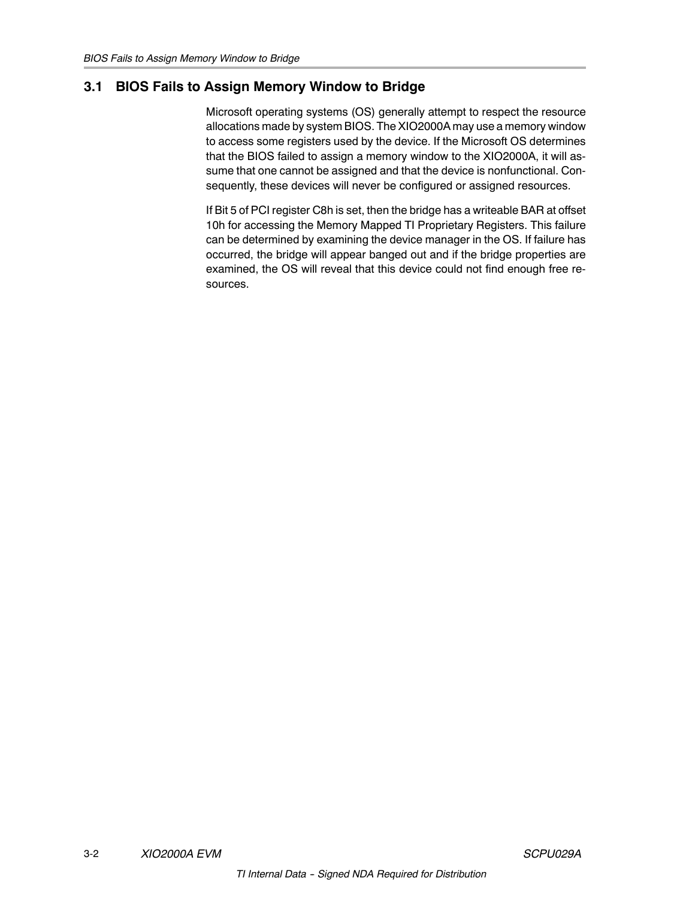## 3.1 BIOS Fails to Assign Memory Window to Bridge

Microsoft operating systems (OS) generally attempt to respect the resource allocations made by system BIOS. The XIO2000A may use a memory window to access some registers used by the device. If the Microsoft OS determines that the BIOS failed to assign a memory window to the XIO2000A, it will assume that one cannot be assigned and that the device is nonfunctional. Consequently, these devices will never be configured or assigned resources.

If Bit 5 of PCI register C8h is set, then the bridge has a writeable BAR at offset 10h for accessing the Memory Mapped TI Proprietary Registers. This failure can be determined by examining the device manager in the OS. If failure has occurred, the bridge will appear banged out and if the bridge properties are examined, the OS will reveal that this device could not find enough free resources.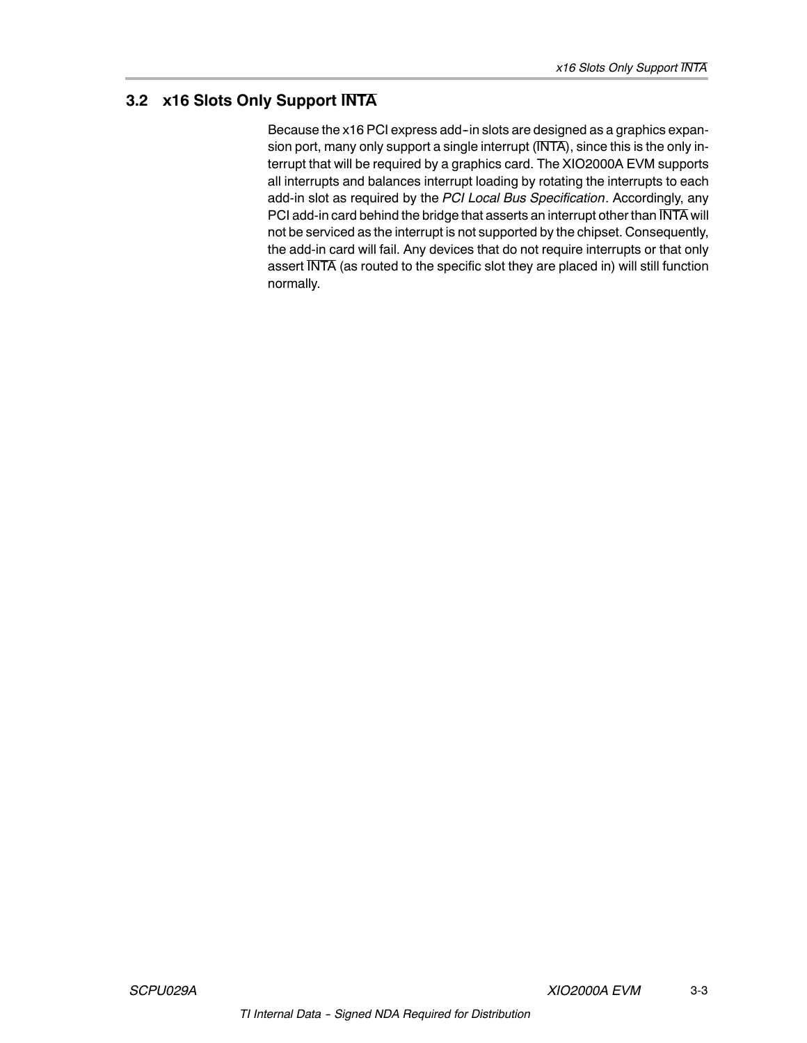## 3.2 x16 Slots Only Support $\overline{INTA}$

Because the x16 PCI express add-in slots are designed as a graphics expansion port, many only support a single interrupt ($\overline{INTA}$), since this is the only interrupt that will be required by a graphics card. The XIO2000A EVM supports all interrupts and balances interrupt loading by rotating the interrupts to each add-in slot as required by the *PCI Local Bus Specification*. Accordingly, any PCI add-in card behind the bridge that asserts an interrupt other than $\overline{INTA}$ will not be serviced as the interrupt is not supported by the chipset. Consequently, the add-in card will fail. Any devices that do not require interrupts or that only assert $\overline{INTA}$ (as routed to the specific slot they are placed in) will still function normally.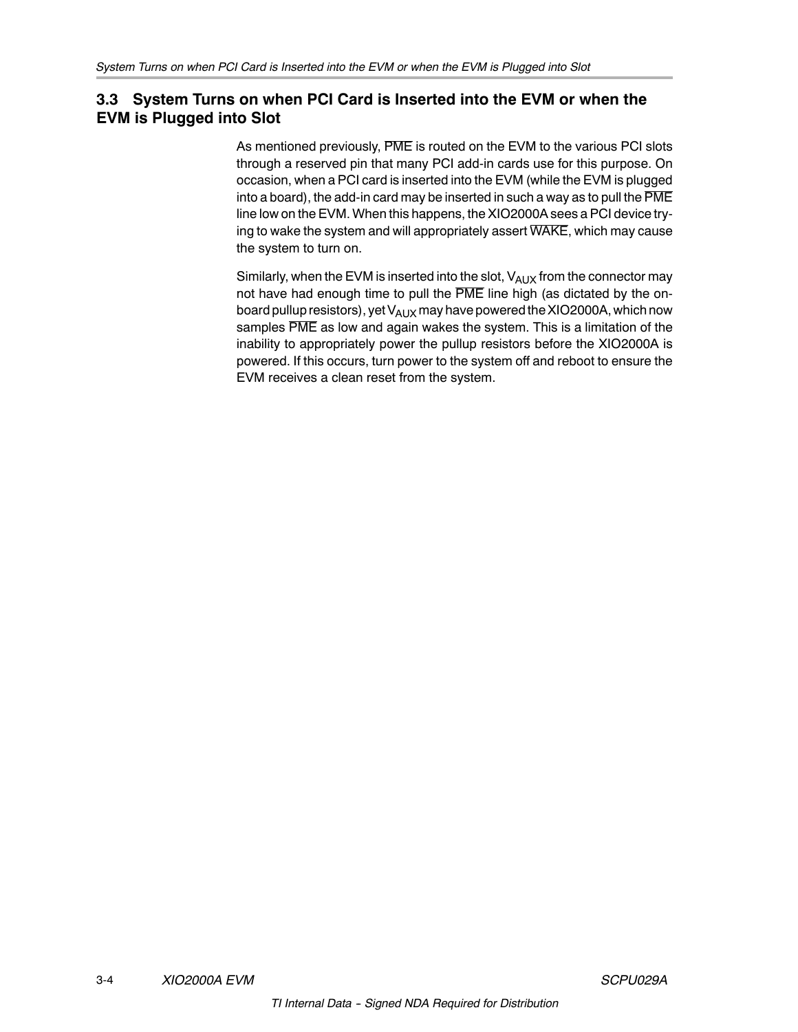## 3.3 System Turns on when PCI Card is Inserted into the EVM or when the EVM is Plugged into Slot

As mentioned previously, $\overline{\text{PME}}$ is routed on the EVM to the various PCI slots through a reserved pin that many PCI add-in cards use for this purpose. On occasion, when a PCI card is inserted into the EVM (while the EVM is plugged into a board), the add-in card may be inserted in such a way as to pull the $\overline{\text{PME}}$ line low on the EVM. When this happens, the XIO2000A sees a PCI device trying to wake the system and will appropriately assert $\overline{\text{WAKE}}$, which may cause the system to turn on.

Similarly, when the EVM is inserted into the slot, $V_{AUX}$ from the connector may not have had enough time to pull the $\overline{\text{PME}}$ line high (as dictated by the on-board pullup resistors), yet $V_{AUX}$ may have powered the XIO2000A, which now samples $\overline{\text{PME}}$ as low and again wakes the system. This is a limitation of the inability to appropriately power the pullup resistors before the XIO2000A is powered. If this occurs, turn power to the system off and reboot to ensure the EVM receives a clean reset from the system.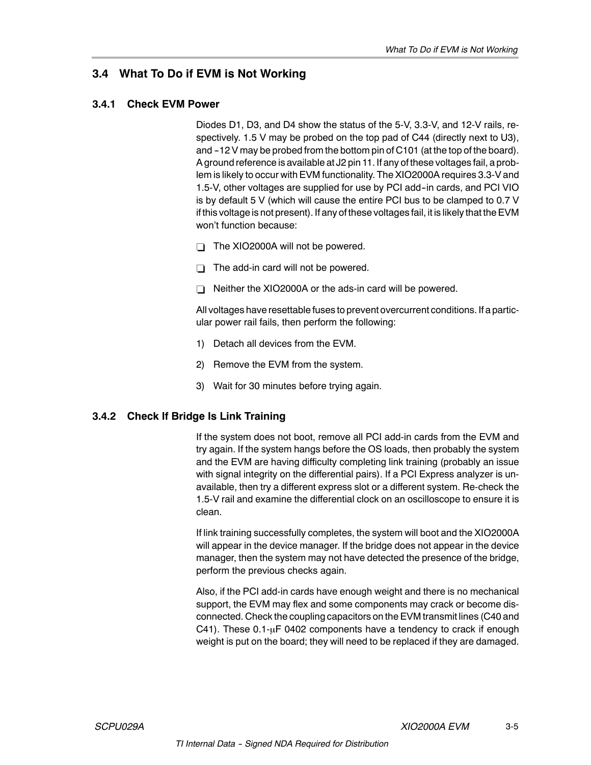## 3.4 What To Do if EVM is Not Working

### 3.4.1 Check EVM Power

Diodes D1, D3, and D4 show the status of the 5-V, 3.3-V, and 12-V rails, respectively. 1.5 V may be probed on the top pad of C44 (directly next to U3), and −12 V may be probed from the bottom pin of C101 (at the top of the board). A ground reference is available at J2 pin 11. If any of these voltages fail, a problem is likely to occur with EVM functionality. The XIO2000A requires 3.3-V and 1.5-V, other voltages are supplied for use by PCI add-in cards, and PCI VIO is by default 5 V (which will cause the entire PCI bus to be clamped to 0.7 V if this voltage is not present). If any of these voltages fail, it is likely that the EVM won't function because:

- The XIO2000A will not be powered.
- The add-in card will not be powered.
- Neither the XIO2000A or the ads-in card will be powered.

All voltages have resettable fuses to prevent overcurrent conditions. If a particular power rail fails, then perform the following:

1) Detach all devices from the EVM.
2) Remove the EVM from the system.
3) Wait for 30 minutes before trying again.

### 3.4.2 Check If Bridge Is Link Training

If the system does not boot, remove all PCI add-in cards from the EVM and try again. If the system hangs before the OS loads, then probably the system and the EVM are having difficulty completing link training (probably an issue with signal integrity on the differential pairs). If a PCI Express analyzer is unavailable, then try a different express slot or a different system. Re-check the 1.5-V rail and examine the differential clock on an oscilloscope to ensure it is clean.

If link training successfully completes, the system will boot and the XIO2000A will appear in the device manager. If the bridge does not appear in the device manager, then the system may not have detected the presence of the bridge, perform the previous checks again.

Also, if the PCI add-in cards have enough weight and there is no mechanical support, the EVM may flex and some components may crack or become disconnected. Check the coupling capacitors on the EVM transmit lines (C40 and C41). These 0.1-μF 0402 components have a tendency to crack if enough weight is put on the board; they will need to be replaced if they are damaged.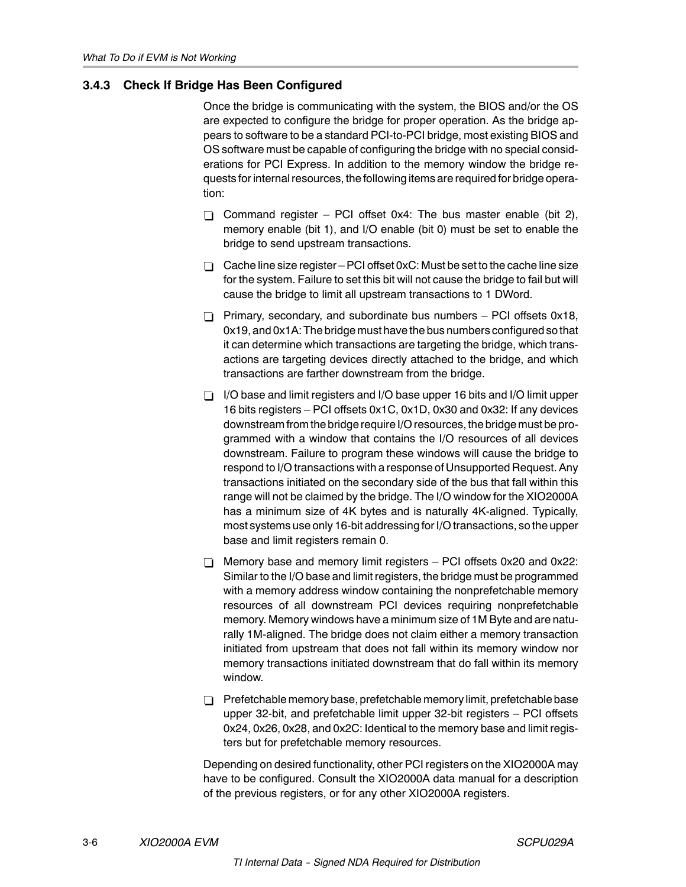### 3.4.3 Check If Bridge Has Been Configured

Once the bridge is communicating with the system, the BIOS and/or the OS are expected to configure the bridge for proper operation. As the bridge appears to software to be a standard PCI-to-PCI bridge, most existing BIOS and OS software must be capable of configuring the bridge with no special considerations for PCI Express. In addition to the memory window the bridge requests for internal resources, the following items are required for bridge operation:

- Command register – PCI offset 0x4: The bus master enable (bit 2), memory enable (bit 1), and I/O enable (bit 0) must be set to enable the bridge to send upstream transactions.
- Cache line size register – PCI offset 0xC: Must be set to the cache line size for the system. Failure to set this bit will not cause the bridge to fail but will cause the bridge to limit all upstream transactions to 1 DWord.
- Primary, secondary, and subordinate bus numbers – PCI offsets 0x18, 0x19, and 0x1A: The bridge must have the bus numbers configured so that it can determine which transactions are targeting the bridge, which transactions are targeting devices directly attached to the bridge, and which transactions are farther downstream from the bridge.
- I/O base and limit registers and I/O base upper 16 bits and I/O limit upper 16 bits registers – PCI offsets 0x1C, 0x1D, 0x30 and 0x32: If any devices downstream from the bridge require I/O resources, the bridge must be programmed with a window that contains the I/O resources of all devices downstream. Failure to program these windows will cause the bridge to respond to I/O transactions with a response of Unsupported Request. Any transactions initiated on the secondary side of the bus that fall within this range will not be claimed by the bridge. The I/O window for the XIO2000A has a minimum size of 4K bytes and is naturally 4K-aligned. Typically, most systems use only 16-bit addressing for I/O transactions, so the upper base and limit registers remain 0.
- Memory base and memory limit registers – PCI offsets 0x20 and 0x22: Similar to the I/O base and limit registers, the bridge must be programmed with a memory address window containing the nonprefetchable memory resources of all downstream PCI devices requiring nonprefetchable memory. Memory windows have a minimum size of 1M Byte and are naturally 1M-aligned. The bridge does not claim either a memory transaction initiated from upstream that does not fall within its memory window nor memory transactions initiated downstream that do fall within its memory window.
- Prefetchable memory base, prefetchable memory limit, prefetchable base upper 32-bit, and prefetchable limit upper 32-bit registers – PCI offsets 0x24, 0x26, 0x28, and 0x2C: Identical to the memory base and limit registers but for prefetchable memory resources.

Depending on desired functionality, other PCI registers on the XIO2000A may have to be configured. Consult the XIO2000A data manual for a description of the previous registers, or for any other XIO2000A registers.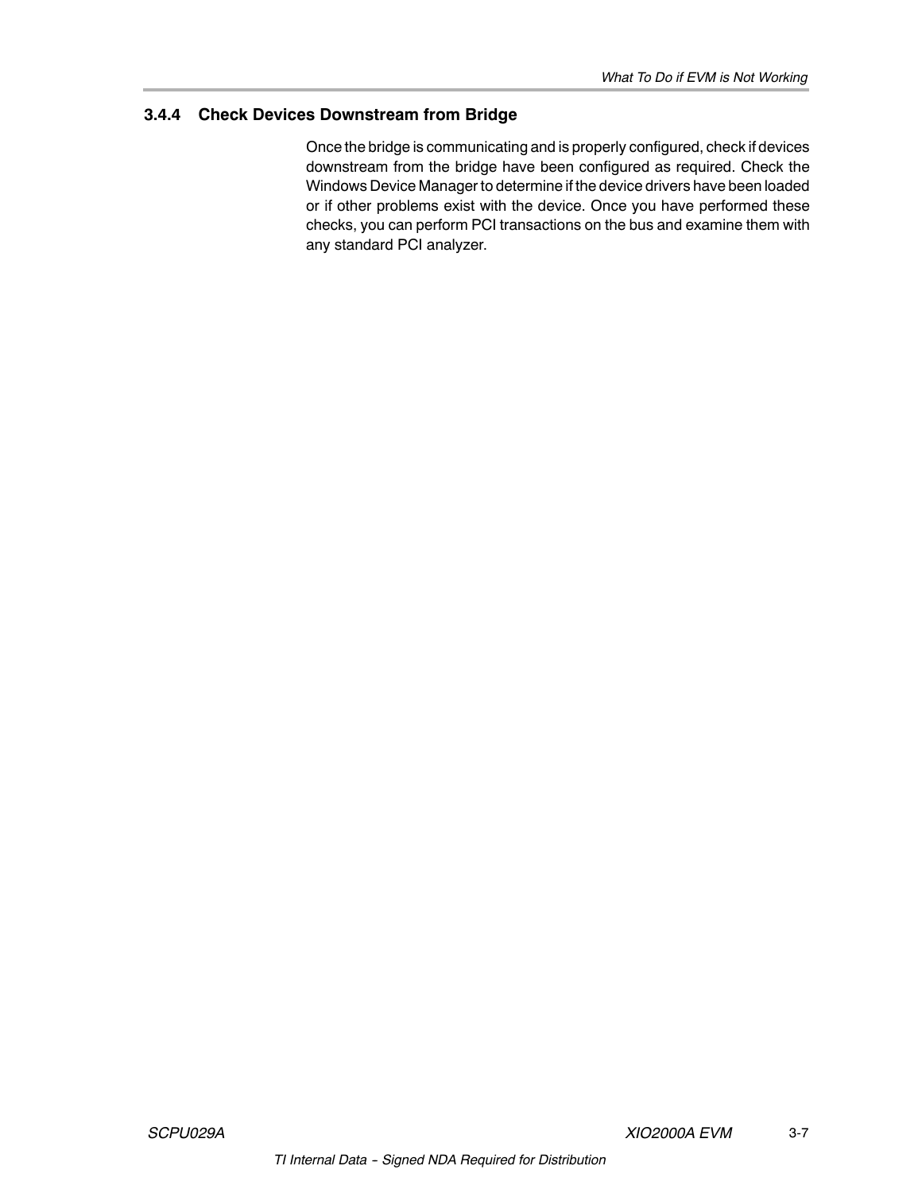### 3.4.4 Check Devices Downstream from Bridge

Once the bridge is communicating and is properly configured, check if devices downstream from the bridge have been configured as required. Check the Windows Device Manager to determine if the device drivers have been loaded or if other problems exist with the device. Once you have performed these checks, you can perform PCI transactions on the bus and examine them with any standard PCI analyzer.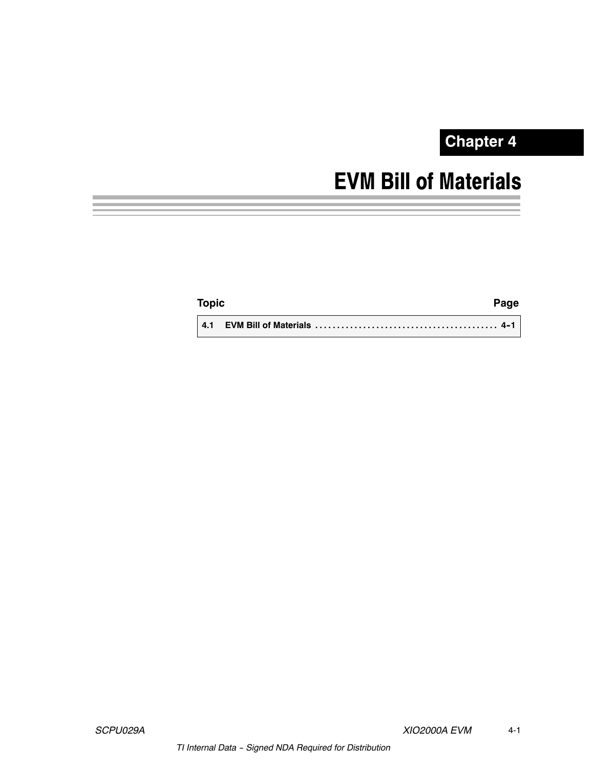**Chapter 4**

# EVM Bill of Materials

| Topic | Page |
|---|---|
| 4.1 EVM Bill of Materials | 4-1 |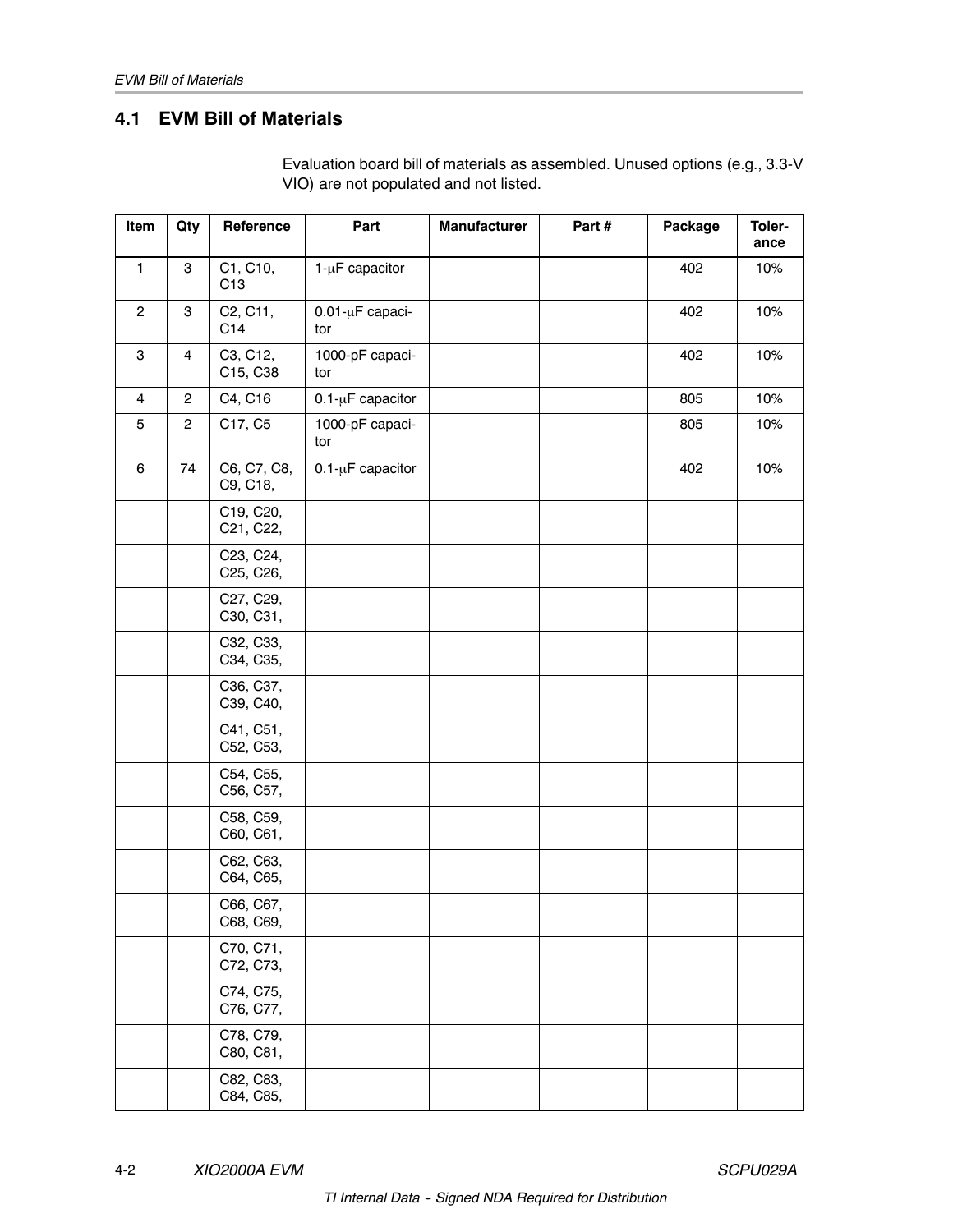## 4.1 EVM Bill of Materials

Evaluation board bill of materials as assembled. Unused options (e.g., 3.3-V VIO) are not populated and not listed.

| Item | Qty | Reference | Part | Manufacturer | Part # | Package | Toler-ance |
|---|---|---|---|---|---|---|---|
| 1 | 3 | C1, C10, C13 | 1-μF capacitor | | | 402 | 10% |
| 2 | 3 | C2, C11, C14 | 0.01-μF capaci-tor | | | 402 | 10% |
| 3 | 4 | C3, C12, C15, C38 | 1000-pF capaci-tor | | | 402 | 10% |
| 4 | 2 | C4, C16 | 0.1-μF capacitor | | | 805 | 10% |
| 5 | 2 | C17, C5 | 1000-pF capaci-tor | | | 805 | 10% |
| 6 | 74 | C6, C7, C8, C9, C18, | 0.1-μF capacitor | | | 402 | 10% |
| | | C19, C20, C21, C22, | | | | | |
| | | C23, C24, C25, C26, | | | | | |
| | | C27, C29, C30, C31, | | | | | |
| | | C32, C33, C34, C35, | | | | | |
| | | C36, C37, C39, C40, | | | | | |
| | | C41, C51, C52, C53, | | | | | |
| | | C54, C55, C56, C57, | | | | | |
| | | C58, C59, C60, C61, | | | | | |
| | | C62, C63, C64, C65, | | | | | |
| | | C66, C67, C68, C69, | | | | | |
| | | C70, C71, C72, C73, | | | | | |
| | | C74, C75, C76, C77, | | | | | |
| | | C78, C79, C80, C81, | | | | | |
| | | C82, C83, C84, C85, | | | | | |

TI Internal Data - Signed NDA Required for Distribution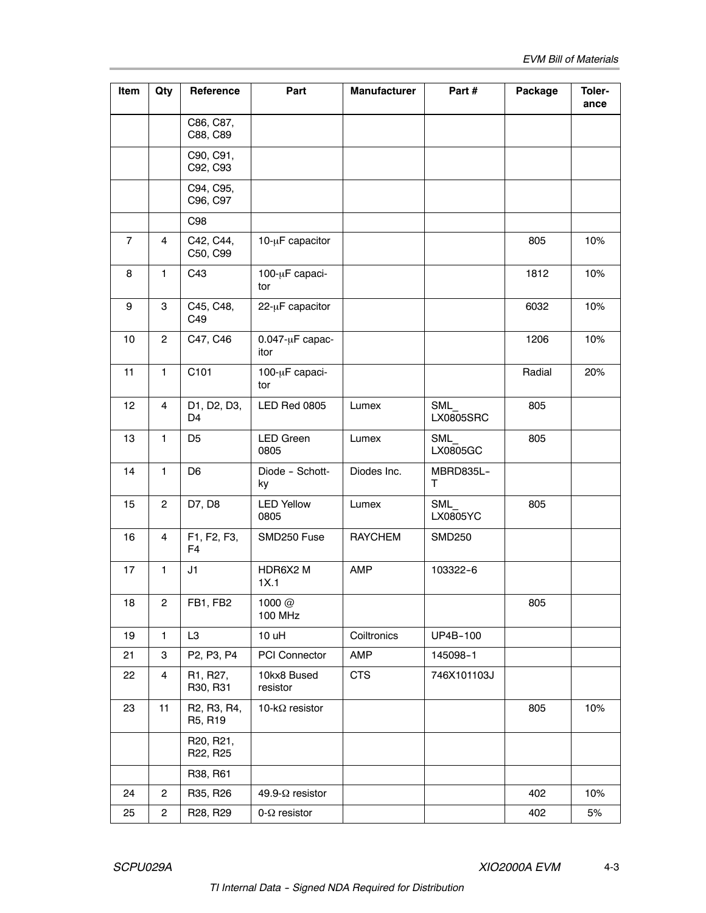| Item | Qty | Reference | Part | Manufacturer | Part # | Package | Toler-ance |
|---|---|---|---|---|---|---|---|
| | | C86, C87, C88, C89 | | | | | |
| | | C90, C91, C92, C93 | | | | | |
| | | C94, C95, C96, C97 | | | | | |
| | | C98 | | | | | |
| 7 | 4 | C42, C44, C50, C99 | 10-μF capacitor | | | 805 | 10% |
| 8 | 1 | C43 | 100-μF capacitor | | | 1812 | 10% |
| 9 | 3 | C45, C48, C49 | 22-μF capacitor | | | 6032 | 10% |
| 10 | 2 | C47, C46 | 0.047-μF capacitor | | | 1206 | 10% |
| 11 | 1 | C101 | 100-μF capacitor | | | Radial | 20% |
| 12 | 4 | D1, D2, D3, D4 | LED Red 0805 | Lumex | SML_LX0805SRC | 805 | |
| 13 | 1 | D5 | LED Green 0805 | Lumex | SML_LX0805GC | 805 | |
| 14 | 1 | D6 | Diode – Schottky | Diodes Inc. | MBRD835L–T | | |
| 15 | 2 | D7, D8 | LED Yellow 0805 | Lumex | SML_LX0805YC | 805 | |
| 16 | 4 | F1, F2, F3, F4 | SMD250 Fuse | RAYCHEM | SMD250 | | |
| 17 | 1 | J1 | HDR6X2 M 1X.1 | AMP | 103322–6 | | |
| 18 | 2 | FB1, FB2 | 1000 @ 100 MHz | | | 805 | |
| 19 | 1 | L3 | 10 uH | Coiltronics | UP4B–100 | | |
| 21 | 3 | P2, P3, P4 | PCI Connector | AMP | 145098–1 | | |
| 22 | 4 | R1, R27, R30, R31 | 10kx8 Bused resistor | CTS | 746X101103J | | |
| 23 | 11 | R2, R3, R4, R5, R19 | 10-kΩ resistor | | | 805 | 10% |
| | | R20, R21, R22, R25 | | | | | |
| | | R38, R61 | | | | | |
| 24 | 2 | R35, R26 | 49.9-Ω resistor | | | 402 | 10% |
| 25 | 2 | R28, R29 | 0-Ω resistor | | | 402 | 5% |

TI Internal Data – Signed NDA Required for Distribution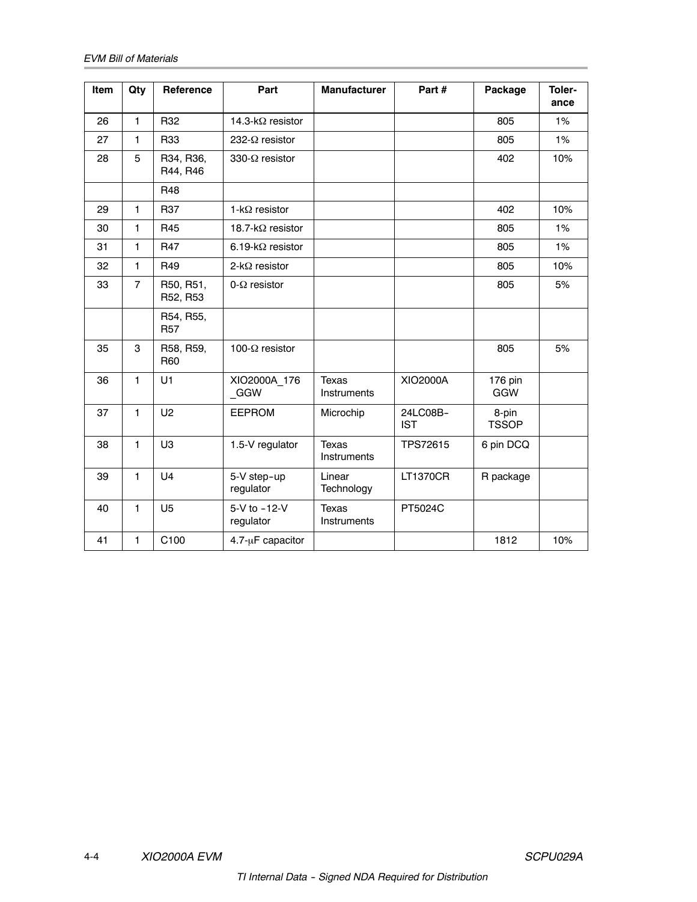| Item | Qty | Reference | Part | Manufacturer | Part # | Package | Toler-ance |
|---|---|---|---|---|---|---|---|
| 26 | 1 | R32 | 14.3-kΩ resistor | | | 805 | 1% |
| 27 | 1 | R33 | 232-Ω resistor | | | 805 | 1% |
| 28 | 5 | R34, R36, R44, R46 | 330-Ω resistor | | | 402 | 10% |
| | | R48 | | | | | |
| 29 | 1 | R37 | 1-kΩ resistor | | | 402 | 10% |
| 30 | 1 | R45 | 18.7-kΩ resistor | | | 805 | 1% |
| 31 | 1 | R47 | 6.19-kΩ resistor | | | 805 | 1% |
| 32 | 1 | R49 | 2-kΩ resistor | | | 805 | 10% |
| 33 | 7 | R50, R51, R52, R53 | 0-Ω resistor | | | 805 | 5% |
| | | R54, R55, R57 | | | | | |
| 35 | 3 | R58, R59, R60 | 100-Ω resistor | | | 805 | 5% |
| 36 | 1 | U1 | XIO2000A_176_GGW | Texas Instruments | XIO2000A | 176 pin GGW | |
| 37 | 1 | U2 | EEPROM | Microchip | 24LC08B-IST | 8-pin TSSOP | |
| 38 | 1 | U3 | 1.5-V regulator | Texas Instruments | TPS72615 | 6 pin DCQ | |
| 39 | 1 | U4 | 5-V step-up regulator | Linear Technology | LT1370CR | R package | |
| 40 | 1 | U5 | 5-V to -12-V regulator | Texas Instruments | PT5024C | | |
| 41 | 1 | C100 | 4.7-μF capacitor | | | 1812 | 10% |

TI Internal Data - Signed NDA Required for Distribution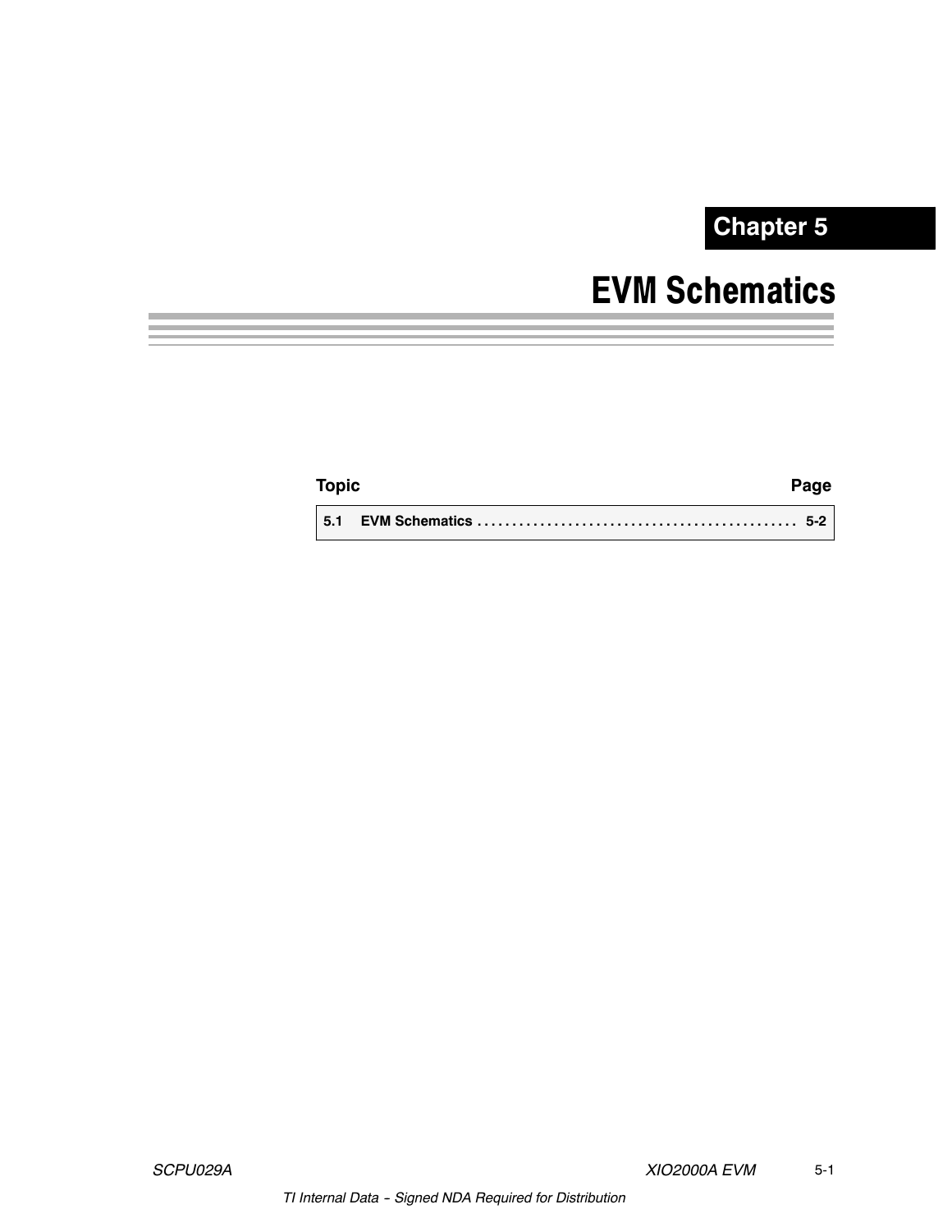# Chapter 5

# EVM Schematics

| Topic | Page |
| --- | --- |
| **5.1 EVM Schematics** | **5-2** |

TI Internal Data − Signed NDA Required for Distribution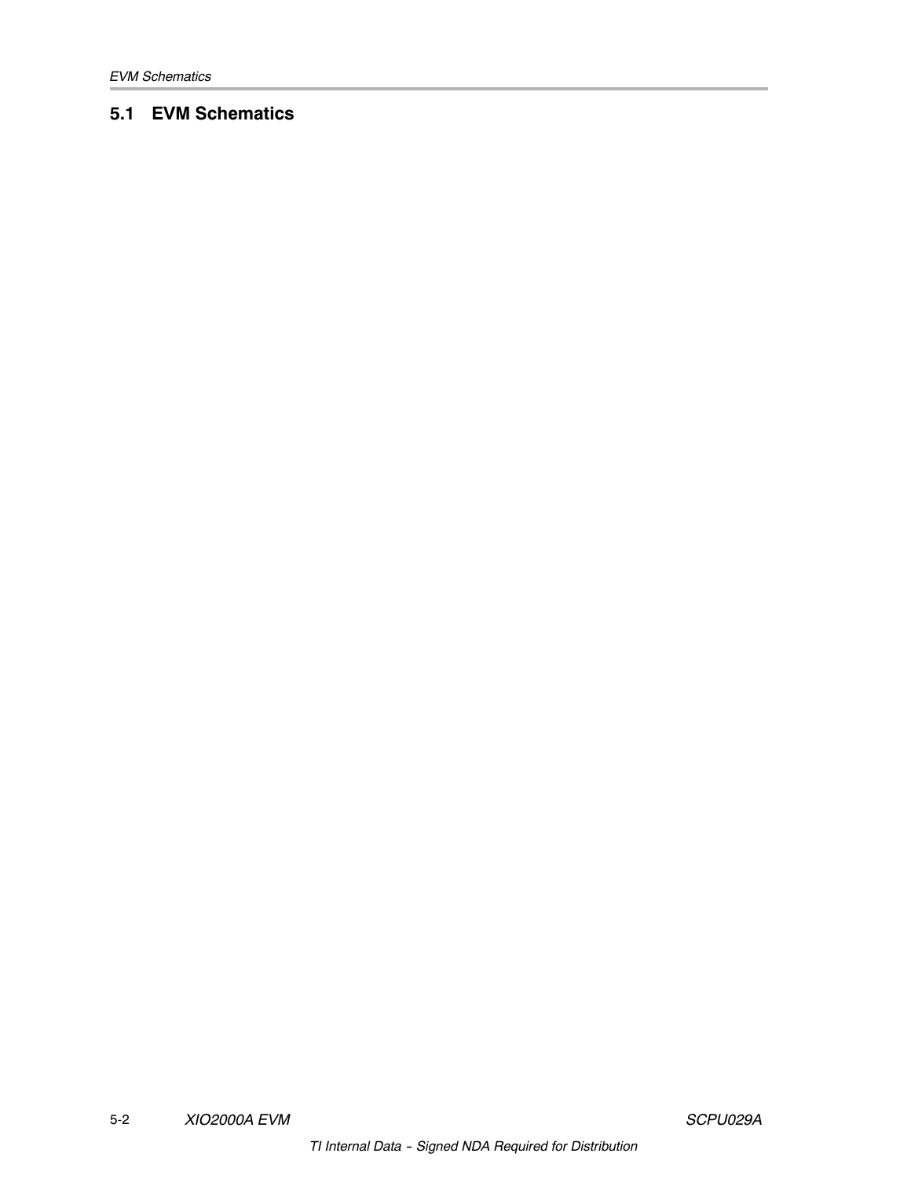## 5.1 EVM Schematics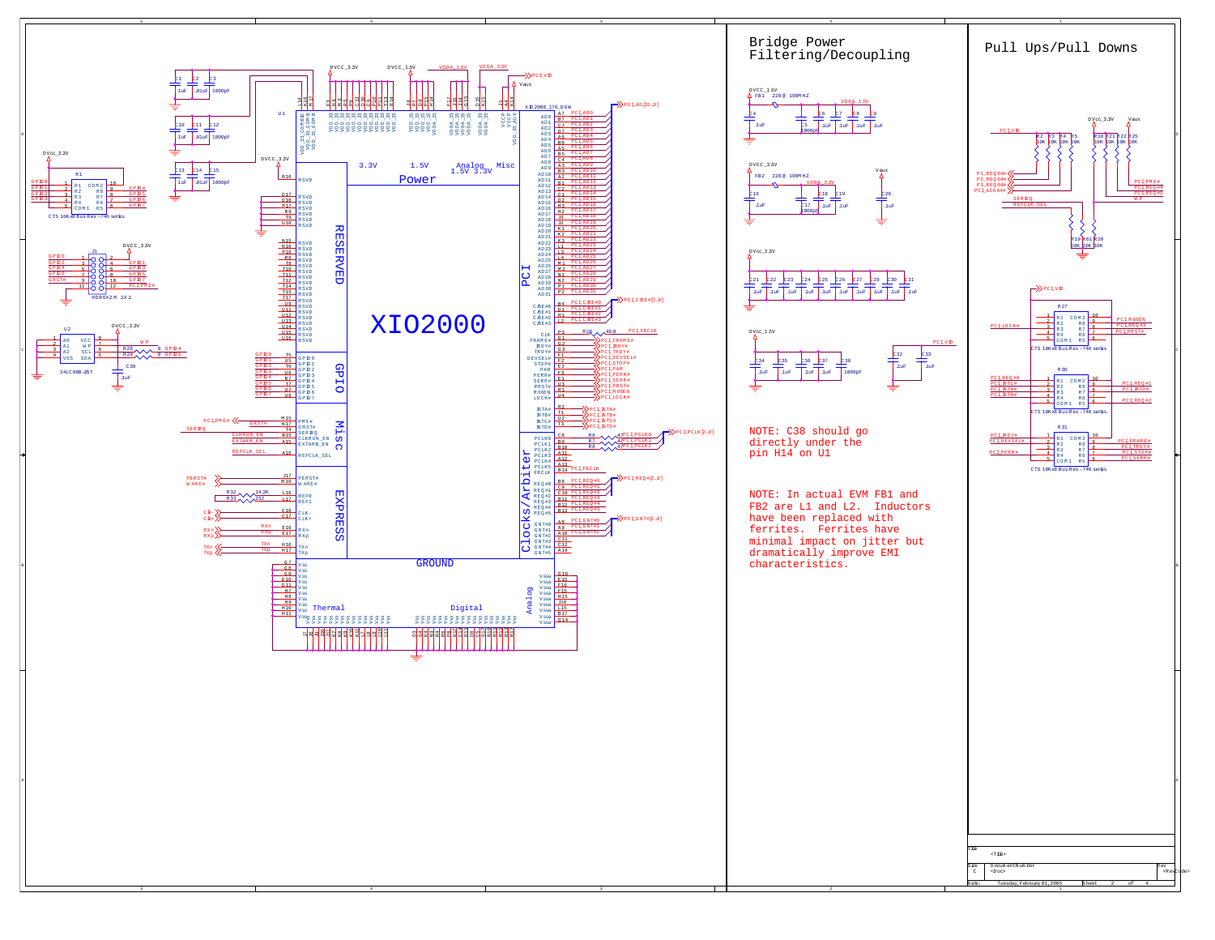## Bridge Power Filtering/Decoupling

## Pull Ups/Pull Downs

NOTE: C38 should go directly under the pin H14 on U1

NOTE: In actual EVM FB1 and FB2 are L1 and L2. Inductors have been replaced with ferrites. Ferrites have minimal impact on jitter but dramatically improve EMI characteristics.

| Title | <Title> | |
|---|---|---|
| Size C | Document Number <Doc> | Rev <RevCode> |
| Date: Tuesday, February 01, 2005 | Sheet 2 of 4 | |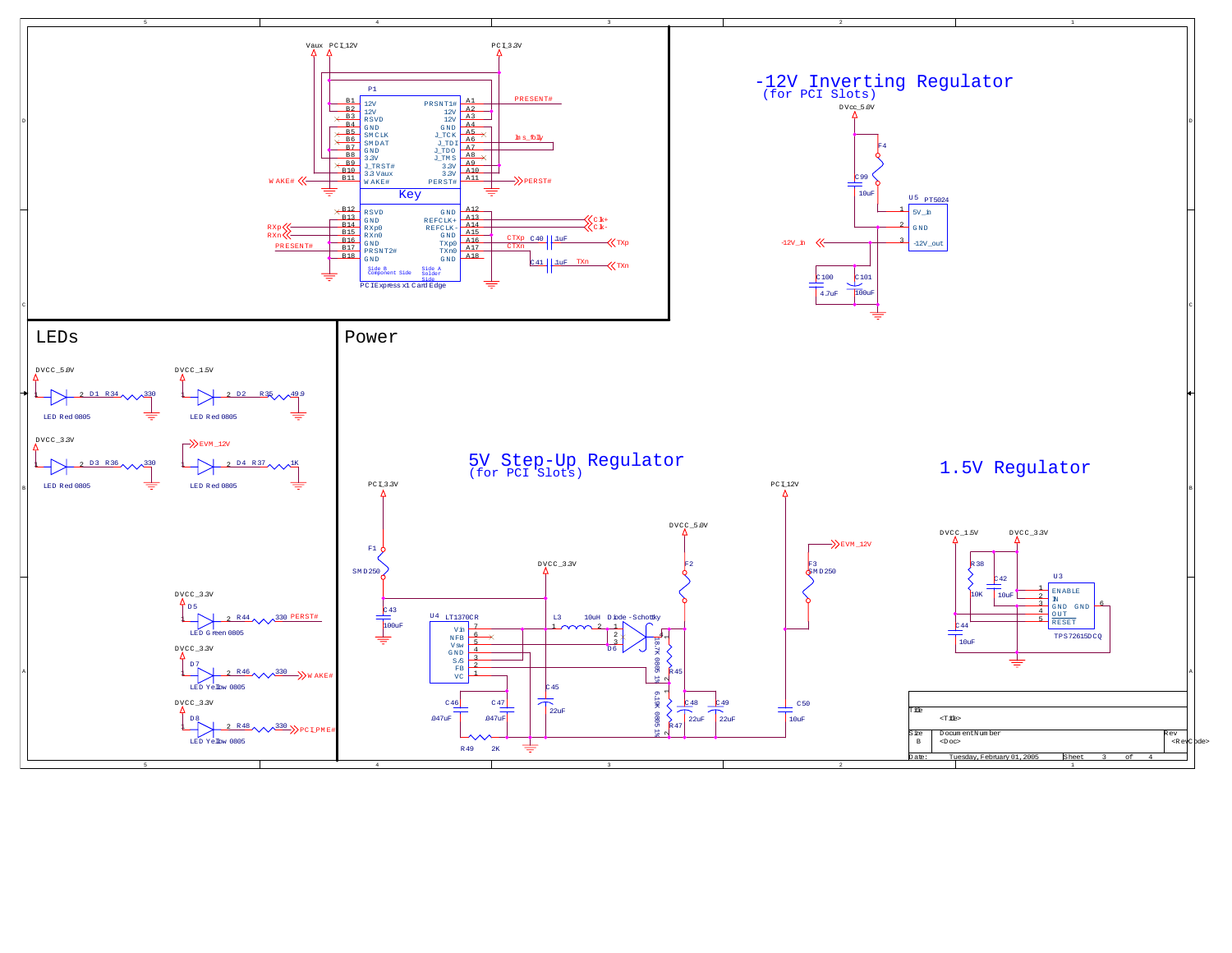## -12V Inverting Regulator
(for PCI Slots)

## LEDs

## Power

## 5V Step-Up Regulator
(for PCI Slots)

## 1.5V Regulator

| | | | |
|---|---|---|---|
| Title | <Title> | | |
| Size B | Document Number <Doc> | | Rev <RevCode> |
| Date: | Tuesday, February 01, 2005 | Sheet 3 of 4 | |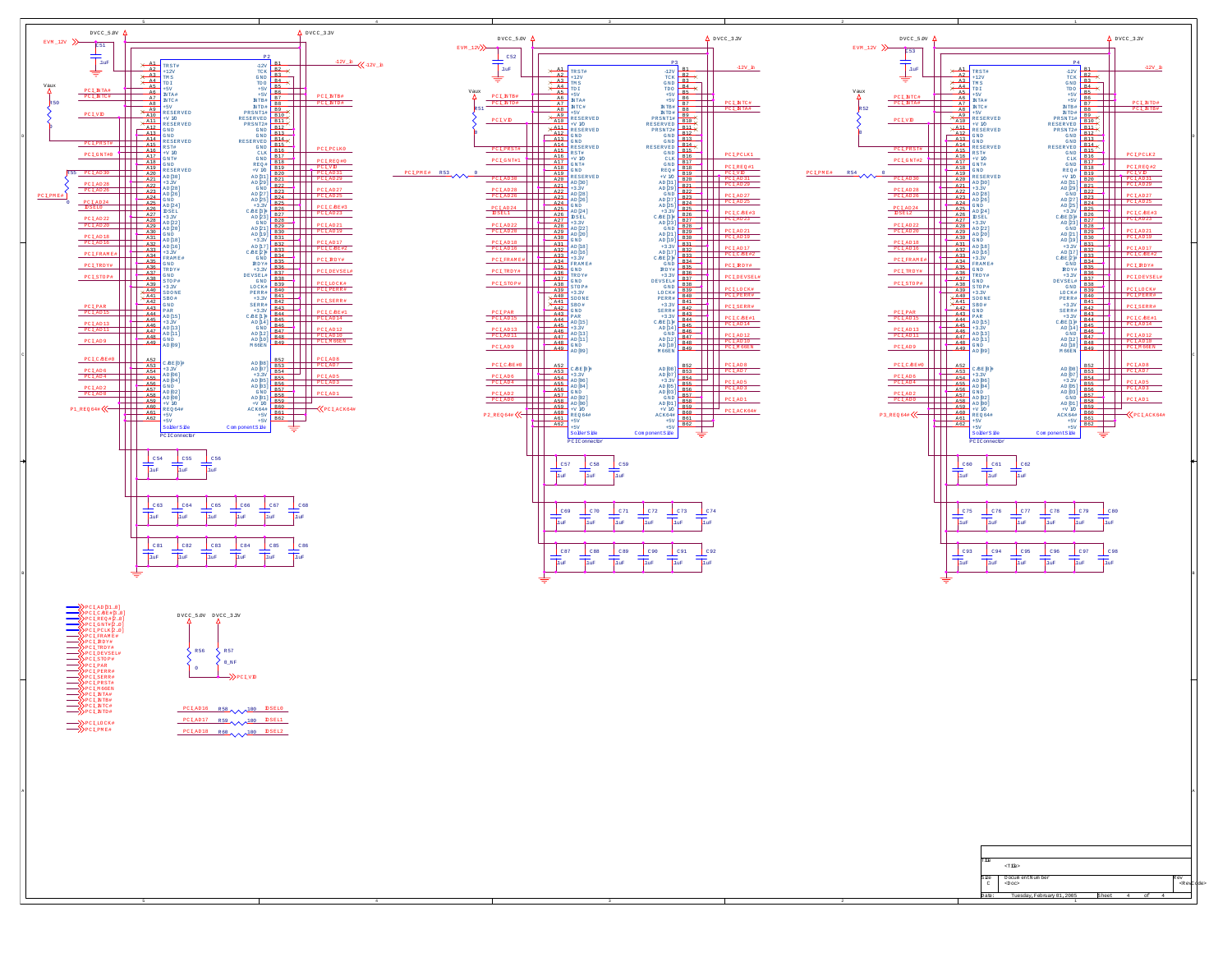DVCC_5.0V DVCC_3.3V

EVM_12V

C51 1uF

P2

Vaux

R50 0

PCI_INTA#
PCI_INTC#
PCI_VIO
PCI_PRST#
PCI_GNT#0
PCI_AD30
PCI_AD28
PCI_AD26
PCI_AD24
IDSEL0
PCI_AD22
PCI_AD20
PCI_AD18
PCI_AD16
PCI_FRAME#
PCI_TRDY#
PCI_STOP#
PCI_PAR
PCI_AD15
PCI_AD13
PCI_AD11
PCI_AD9
PCI_C/BE#0
PCI_AD6
PCI_AD4
PCI_AD2
PCI_AD0
P1_REQ64#

R55 0

PCI_PME#

-12V_lo

PCI_INTB#
PCI_INTD#
PCI_PCLK0
PCI_REQ#0
PCI_VIO
PCI_AD31
PCI_AD29
PCI_AD27
PCI_AD25
PCI_C/BE#3
PCI_AD23
PCI_AD21
PCI_AD19
PCI_AD17
PCI_C/BE#2
PCI_IRDY#
PCI_DEVSEL#
PCI_LOCK#
PCI_PERR#
PCI_SERR#
PCI_C/BE#1
PCI_AD14
PCI_AD12
PCI_AD10
PCI_M66EN
PCI_AD8
PCI_AD7
PCI_AD5
PCI_AD3
PCI_AD1
PCI_ACK64#

| Pin | Signal | Signal | Pin |
|---|---|---|---|
| A1 | TRST# | -12V | B1 |
| A2 | +12V | TCK | B2 |
| A3 | TMS | GND | B3 |
| A4 | TDI | TDO | B4 |
| A5 | +5V | +5V | B5 |
| A6 | INTA# | +5V | B6 |
| A7 | INTC# | INTB# | B7 |
| A8 | +5V | INTD# | B8 |
| A9 | RESERVED | PRSNT1# | B9 |
| A10 | +V I/O | RESERVED | B10 |
| A11 | RESERVED | PRSNT2# | B11 |
| A12 | GND | GND | B12 |
| A13 | GND | GND | B13 |
| A14 | RESERVED | RESERVED | B14 |
| A15 | RST# | GND | B15 |
| A16 | +V I/O | CLK | B16 |
| A17 | GNT# | GND | B17 |
| A18 | GND | REQ# | B18 |
| A19 | RESERVED | +V I/O | B19 |
| A20 | AD[30] | AD[31] | B20 |
| A21 | +3.3V | AD[29] | B21 |
| A22 | AD[28] | GND | B22 |
| A23 | AD[26] | AD[27] | B23 |
| A24 | GND | AD[25] | B24 |
| A25 | AD[24] | +3.3V | B25 |
| A26 | IDSEL | C/BE[3]# | B26 |
| A27 | +3.3V | AD[23] | B27 |
| A28 | AD[22] | GND | B28 |
| A29 | AD[20] | AD[21] | B29 |
| A30 | GND | AD[19] | B30 |
| A31 | AD[18] | +3.3V | B31 |
| A32 | AD[16] | AD[17] | B32 |
| A33 | +3.3V | C/BE[2]# | B33 |
| A34 | FRAME# | GND | B34 |
| A35 | GND | IRDY# | B35 |
| A36 | TRDY# | +3.3V | B36 |
| A37 | GND | DEVSEL# | B37 |
| A38 | STOP# | GND | B38 |
| A39 | +3.3V | LOCK# | B39 |
| A40 | SDONE | PERR# | B40 |
| A41 | SBO# | +3.3V | B41 |
| A42 | GND | SERR# | B42 |
| A43 | PAR | +3.3V | B43 |
| A44 | AD[15] | C/BE[1]# | B44 |
| A45 | +3.3V | AD[14] | B45 |
| A46 | AD[13] | GND | B46 |
| A47 | AD[11] | AD[12] | B47 |
| A48 | GND | AD[10] | B48 |
| A49 | AD[09] | M66EN | B49 |
| A52 | C/BE[0]# | AD[08] | B52 |
| A53 | +3.3V | AD[07] | B53 |
| A54 | AD[06] | +3.3V | B54 |
| A55 | AD[04] | AD[05] | B55 |
| A56 | GND | AD[03] | B56 |
| A57 | AD[02] | GND | B57 |
| A58 | AD[00] | AD[01] | B58 |
| A59 | +V I/O | +V I/O | B59 |
| A60 | REQ64# | ACK64# | B60 |
| A61 | +5V | +5V | B61 |
| A62 | +5V | +5V | B62 |
| | Solder Side | Component Side | |

PCI Connector

C54 C55 C56 .1uF

C63 C64 C65 C66 C67 C68 .1uF

C81 C82 C83 C84 C85 C86 .1uF

---

DVCC_5.0V DVCC_3.3V

EVM_12V

C52 1uF

P3

Vaux

R51 0

PCI_INTB#
PCI_INTD#
PCI_VIO
PCI_PRST#
PCI_GNT#1
PCI_AD30
PCI_AD28
PCI_AD26
PCI_AD24
IDSEL1
PCI_AD22
PCI_AD20
PCI_AD18
PCI_AD16
PCI_FRAME#
PCI_TRDY#
PCI_STOP#
PCI_PAR
PCI_AD15
PCI_AD13
PCI_AD11
PCI_AD9
PCI_C/BE#0
PCI_AD6
PCI_AD4
PCI_AD2
PCI_AD0
P2_REQ64#

PCI_PME# R53 0

-12V_lo

PCI_INTC#
PCI_INTA#
PCI_PCLK1
PCI_REQ#1
PCI_VIO
PCI_AD31
PCI_AD29
PCI_AD27
PCI_AD25
PCI_C/BE#3
PCI_AD23
PCI_AD21
PCI_AD19
PCI_AD17
PCI_C/BE#2
PCI_IRDY#
PCI_DEVSEL#
PCI_LOCK#
PCI_PERR#
PCI_SERR#
PCI_C/BE#1
PCI_AD14
PCI_AD12
PCI_AD10
PCI_M66EN
PCI_AD8
PCI_AD7
PCI_AD5
PCI_AD3
PCI_AD1
PCI_ACK64#

PCI Connector

C57 C58 C59 .1uF

C69 C70 C71 C72 C73 C74 .1uF

C87 C88 C89 C90 C91 C92 .1uF

---

DVCC_5.0V DVCC_3.3V

EVM_12V

C53 1uF

P4

Vaux

R52 0

PCI_INTC#
PCI_INTA#
PCI_VIO
PCI_PRST#
PCI_GNT#2
PCI_AD30
PCI_AD28
PCI_AD26
PCI_AD24
IDSEL2
PCI_AD22
PCI_AD20
PCI_AD18
PCI_AD16
PCI_FRAME#
PCI_TRDY#
PCI_STOP#
PCI_PAR
PCI_AD15
PCI_AD13
PCI_AD11
PCI_AD9
PCI_C/BE#0
PCI_AD6
PCI_AD4
PCI_AD2
PCI_AD0
P3_REQ64#

PCI_PME# R54 0

-12V_lo

PCI_INTD#
PCI_INTB#
PCI_PCLK2
PCI_REQ#2
PCI_VIO
PCI_AD31
PCI_AD29
PCI_AD27
PCI_AD25
PCI_C/BE#3
PCI_AD23
PCI_AD21
PCI_AD19
PCI_AD17
PCI_C/BE#2
PCI_IRDY#
PCI_DEVSEL#
PCI_LOCK#
PCI_PERR#
PCI_SERR#
PCI_C/BE#1
PCI_AD14
PCI_AD12
PCI_AD10
PCI_M66EN
PCI_AD8
PCI_AD7
PCI_AD5
PCI_AD3
PCI_AD1
PCI_ACK64#

PCI Connector

C60 C61 C62 .1uF

C75 C76 C77 C78 C79 C80 .1uF

C93 C94 C95 C96 C97 C98 .1uF

---

PCI_AD[31..0]
PCI_C/BE#[3..0]
PCI_REQ#[2..0]
PCI_GNT#[2..0]
PCI_PCLK[2..0]
PCI_FRAME#
PCI_IRDY#
PCI_TRDY#
PCI_DEVSEL#
PCI_STOP#
PCI_PAR
PCI_PERR#
PCI_SERR#
PCI_PRST#
PCI_M66EN
PCI_INTA#
PCI_INTB#
PCI_INTC#
PCI_INTD#
PCI_LOCK#
PCI_PME#

DVCC_5.0V DVCC_3.3V

R56 0

R57 0_NF

PCI_VIO

PCI_AD16 R58 100 IDSEL0
PCI_AD17 R59 100 IDSEL1
PCI_AD18 R60 100 IDSEL2

| Title | <Title> | | | |
|---|---|---|---|---|
| Size C | Document Number <Doc> | | Rev <RevCode> | |
| Date: | Tuesday, February 01, 2005 | Sheet 4 | of 4 | |